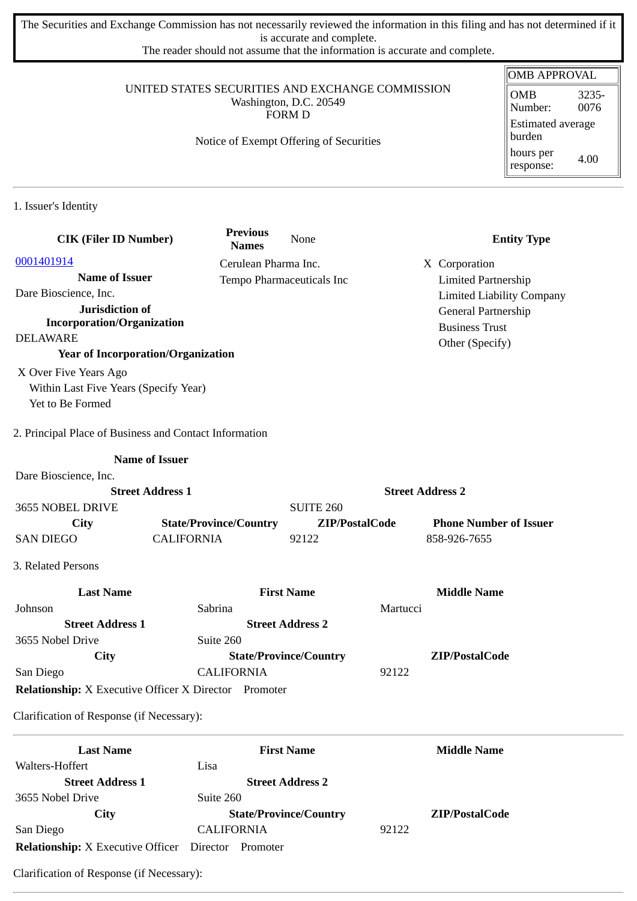The Securities and Exchange Commission has not necessarily reviewed the information in this filing and has not determined if it is accurate and complete.
The reader should not assume that the information is accurate and complete.

| OMB APPROVAL | |
|---|---|
| OMB Number: | 3235-0076 |
| Estimated average burden | |
| hours per response: | 4.00 |

UNITED STATES SECURITIES AND EXCHANGE COMMISSION
Washington, D.C. 20549
FORM D

Notice of Exempt Offering of Securities

## 1. Issuer's Identity

| CIK (Filer ID Number) | Previous Names | Entity Type |
|---|---|---|
| 0001401914 | None | X Corporation |
| **Name of Issuer** | Cerulean Pharma Inc. | Limited Partnership |
| Dare Bioscience, Inc. | Tempo Pharmaceuticals Inc | Limited Liability Company |
| **Jurisdiction of Incorporation/Organization** | | General Partnership |
| DELAWARE | | Business Trust |
| | | Other (Specify) |

**Year of Incorporation/Organization**

X Over Five Years Ago
Within Last Five Years (Specify Year)
Yet to Be Formed

## 2. Principal Place of Business and Contact Information

**Name of Issuer**
Dare Bioscience, Inc.

| Street Address 1 | | Street Address 2 | |
|---|---|---|---|
| 3655 NOBEL DRIVE | | SUITE 260 | |
| **City** | **State/Province/Country** | **ZIP/PostalCode** | **Phone Number of Issuer** |
| SAN DIEGO | CALIFORNIA | 92122 | 858-926-7655 |

## 3. Related Persons

| Last Name | First Name | Middle Name |
|---|---|---|
| Johnson | Sabrina | Martucci |
| **Street Address 1** | **Street Address 2** | |
| 3655 Nobel Drive | Suite 260 | |
| **City** | **State/Province/Country** | **ZIP/PostalCode** |
| San Diego | CALIFORNIA | 92122 |

**Relationship:** X Executive Officer X Director Promoter

Clarification of Response (if Necessary):

| Last Name | First Name | Middle Name |
|---|---|---|
| Walters-Hoffert | Lisa | |
| **Street Address 1** | **Street Address 2** | |
| 3655 Nobel Drive | Suite 260 | |
| **City** | **State/Province/Country** | **ZIP/PostalCode** |
| San Diego | CALIFORNIA | 92122 |

**Relationship:** X Executive Officer Director Promoter

Clarification of Response (if Necessary):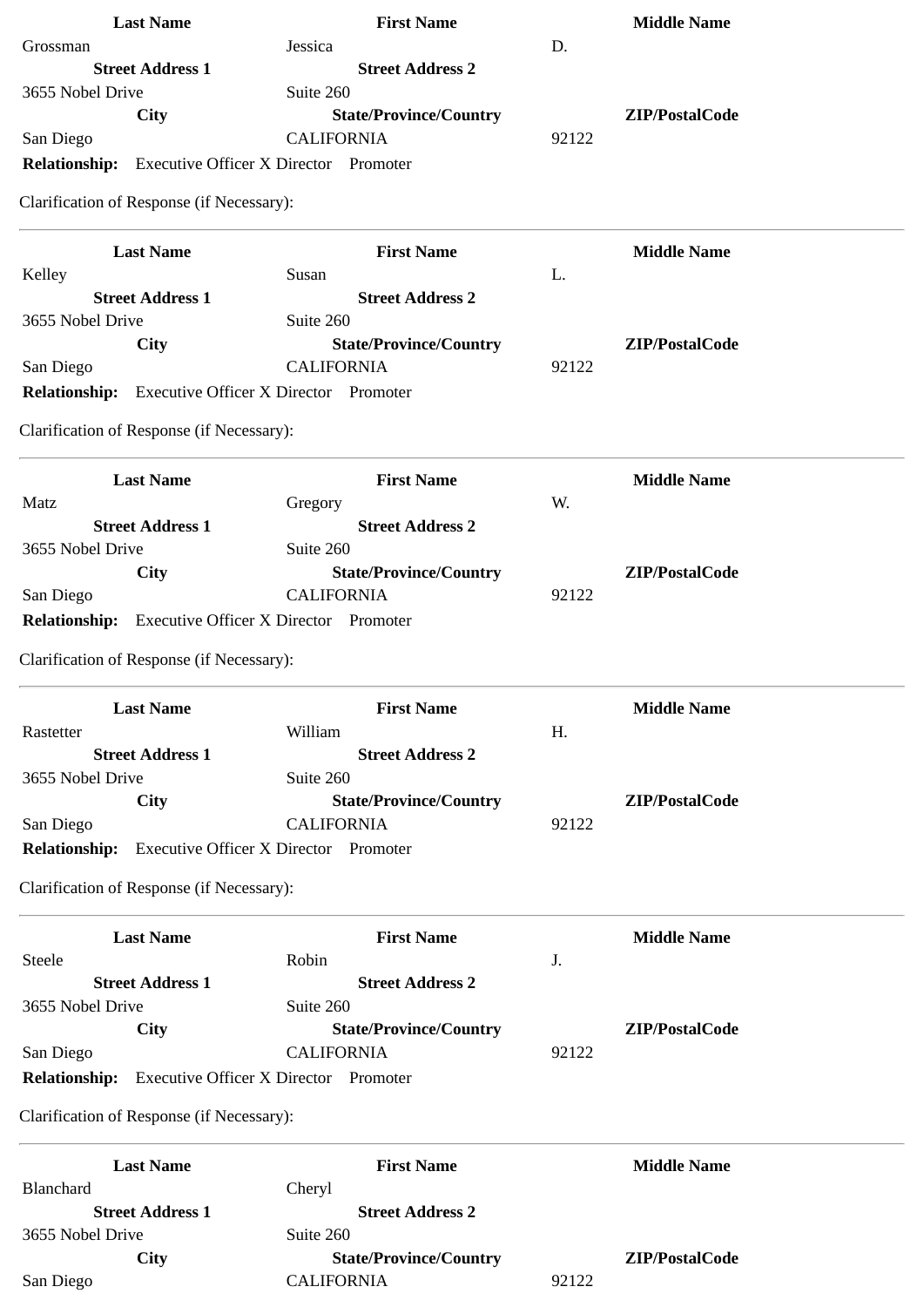| Last Name | First Name | Middle Name |
|---|---|---|
| Grossman | Jessica | D. |
| **Street Address 1** | **Street Address 2** | |
| 3655 Nobel Drive | Suite 260 | |
| **City** | **State/Province/Country** | **ZIP/PostalCode** |
| San Diego | CALIFORNIA | 92122 |

**Relationship:** Executive Officer X Director Promoter

Clarification of Response (if Necessary):

---

| Last Name | First Name | Middle Name |
|---|---|---|
| Kelley | Susan | L. |
| **Street Address 1** | **Street Address 2** | |
| 3655 Nobel Drive | Suite 260 | |
| **City** | **State/Province/Country** | **ZIP/PostalCode** |
| San Diego | CALIFORNIA | 92122 |

**Relationship:** Executive Officer X Director Promoter

Clarification of Response (if Necessary):

---

| Last Name | First Name | Middle Name |
|---|---|---|
| Matz | Gregory | W. |
| **Street Address 1** | **Street Address 2** | |
| 3655 Nobel Drive | Suite 260 | |
| **City** | **State/Province/Country** | **ZIP/PostalCode** |
| San Diego | CALIFORNIA | 92122 |

**Relationship:** Executive Officer X Director Promoter

Clarification of Response (if Necessary):

---

| Last Name | First Name | Middle Name |
|---|---|---|
| Rastetter | William | H. |
| **Street Address 1** | **Street Address 2** | |
| 3655 Nobel Drive | Suite 260 | |
| **City** | **State/Province/Country** | **ZIP/PostalCode** |
| San Diego | CALIFORNIA | 92122 |

**Relationship:** Executive Officer X Director Promoter

Clarification of Response (if Necessary):

---

| Last Name | First Name | Middle Name |
|---|---|---|
| Steele | Robin | J. |
| **Street Address 1** | **Street Address 2** | |
| 3655 Nobel Drive | Suite 260 | |
| **City** | **State/Province/Country** | **ZIP/PostalCode** |
| San Diego | CALIFORNIA | 92122 |

**Relationship:** Executive Officer X Director Promoter

Clarification of Response (if Necessary):

---

| Last Name | First Name | Middle Name |
|---|---|---|
| Blanchard | Cheryl | |
| **Street Address 1** | **Street Address 2** | |
| 3655 Nobel Drive | Suite 260 | |
| **City** | **State/Province/Country** | **ZIP/PostalCode** |
| San Diego | CALIFORNIA | 92122 |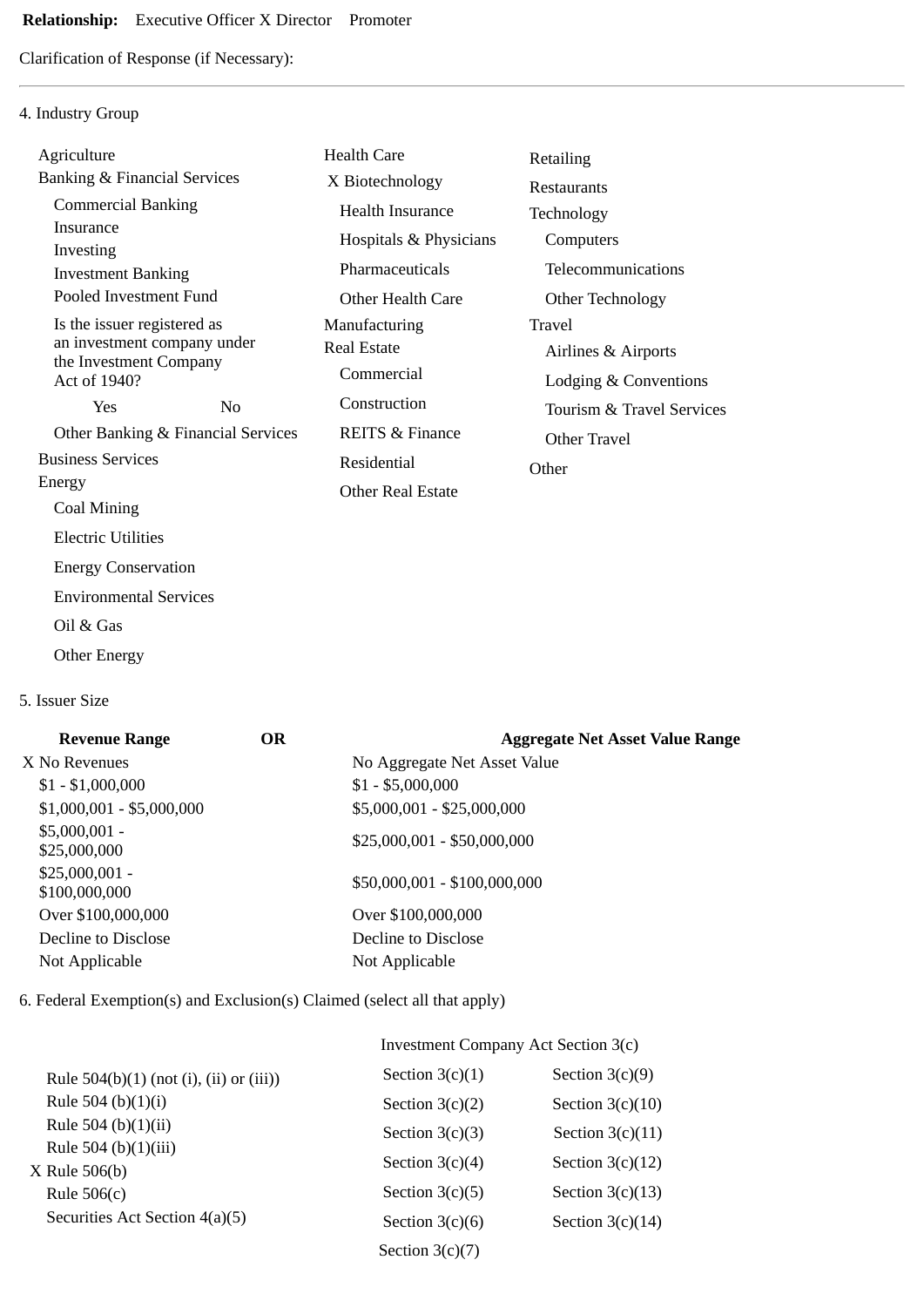**Relationship:** Executive Officer X Director Promoter

Clarification of Response (if Necessary):

---

4. Industry Group

Agriculture
Banking & Financial Services
- Commercial Banking
- Insurance
- Investing
- Investment Banking
- Pooled Investment Fund
- Is the issuer registered as an investment company under the Investment Company Act of 1940?
  - Yes No
- Other Banking & Financial Services

Business Services
Energy
- Coal Mining
- Electric Utilities
- Energy Conservation
- Environmental Services
- Oil & Gas
- Other Energy

Health Care
- X Biotechnology
- Health Insurance
- Hospitals & Physicians
- Pharmaceuticals
- Other Health Care

Manufacturing
Real Estate
- Commercial
- Construction
- REITS & Finance
- Residential
- Other Real Estate

Retailing
Restaurants
Technology
- Computers
- Telecommunications
- Other Technology

Travel
- Airlines & Airports
- Lodging & Conventions
- Tourism & Travel Services
- Other Travel

Other

5. Issuer Size

| Revenue Range | OR | Aggregate Net Asset Value Range |
|---|---|---|
| X No Revenues | | No Aggregate Net Asset Value |
| $1 - $1,000,000 | | $1 - $5,000,000 |
| $1,000,001 - $5,000,000 | | $5,000,001 - $25,000,000 |
| $5,000,001 - $25,000,000 | | $25,000,001 - $50,000,000 |
| $25,000,001 - $100,000,000 | | $50,000,001 - $100,000,000 |
| Over $100,000,000 | | Over $100,000,000 |
| Decline to Disclose | | Decline to Disclose |
| Not Applicable | | Not Applicable |

6. Federal Exemption(s) and Exclusion(s) Claimed (select all that apply)

- Rule 504(b)(1) (not (i), (ii) or (iii))
- Rule 504 (b)(1)(i)
- Rule 504 (b)(1)(ii)
- Rule 504 (b)(1)(iii)
- X Rule 506(b)
- Rule 506(c)
- Securities Act Section 4(a)(5)

Investment Company Act Section 3(c)

| | |
|---|---|
| Section 3(c)(1) | Section 3(c)(9) |
| Section 3(c)(2) | Section 3(c)(10) |
| Section 3(c)(3) | Section 3(c)(11) |
| Section 3(c)(4) | Section 3(c)(12) |
| Section 3(c)(5) | Section 3(c)(13) |
| Section 3(c)(6) | Section 3(c)(14) |
| Section 3(c)(7) | |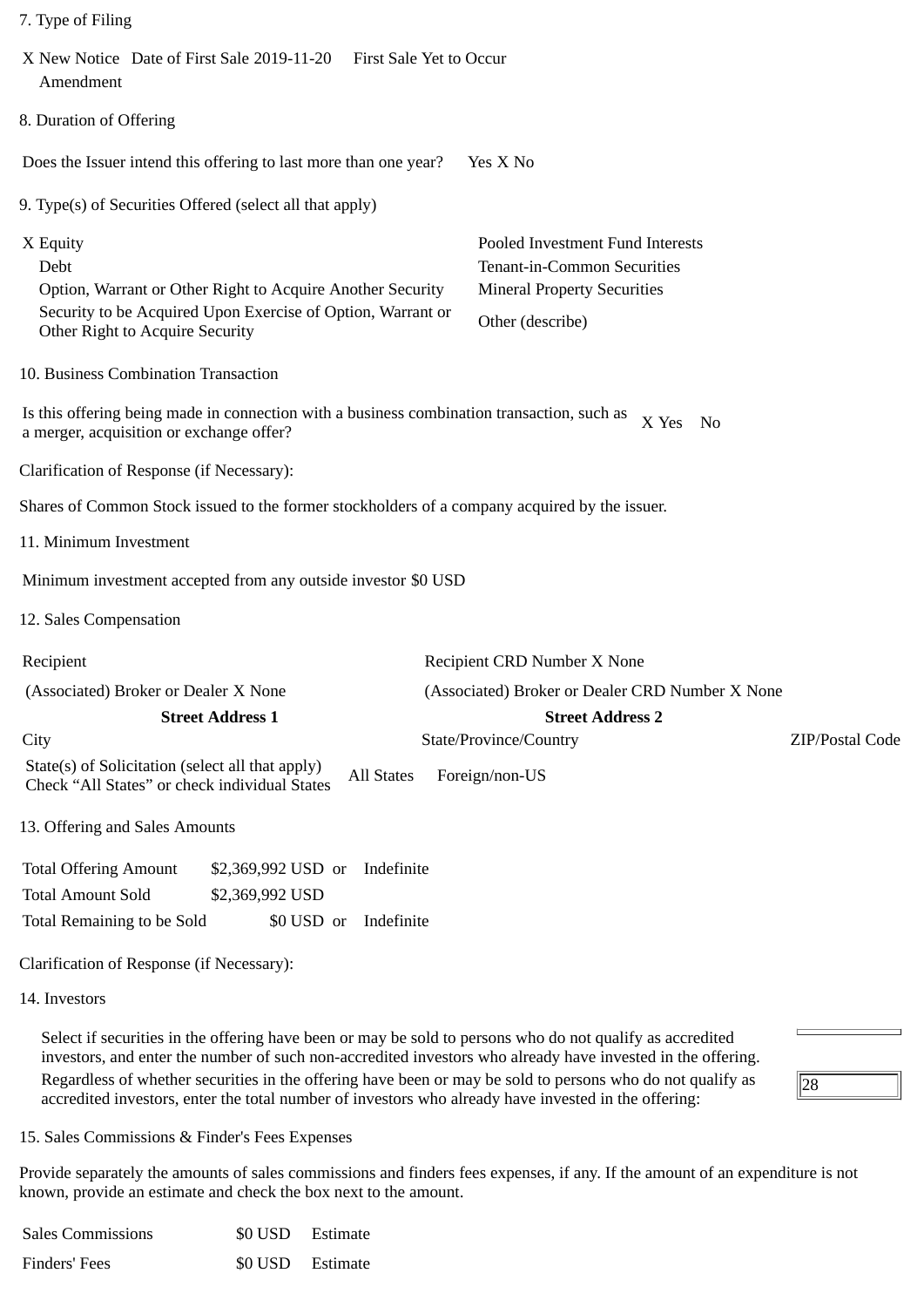7. Type of Filing

X New Notice Date of First Sale 2019-11-20 First Sale Yet to Occur
Amendment

8. Duration of Offering

Does the Issuer intend this offering to last more than one year? Yes X No

9. Type(s) of Securities Offered (select all that apply)

| | |
|---|---|
| X Equity | Pooled Investment Fund Interests |
| Debt | Tenant-in-Common Securities |
| Option, Warrant or Other Right to Acquire Another Security | Mineral Property Securities |
| Security to be Acquired Upon Exercise of Option, Warrant or Other Right to Acquire Security | Other (describe) |

10. Business Combination Transaction

Is this offering being made in connection with a business combination transaction, such as a merger, acquisition or exchange offer? X Yes No

Clarification of Response (if Necessary):

Shares of Common Stock issued to the former stockholders of a company acquired by the issuer.

11. Minimum Investment

Minimum investment accepted from any outside investor $0 USD

12. Sales Compensation

| | | |
|---|---|---|
| Recipient | Recipient CRD Number X None | |
| (Associated) Broker or Dealer X None | (Associated) Broker or Dealer CRD Number X None | |
| **Street Address 1** | **Street Address 2** | |
| City | State/Province/Country | ZIP/Postal Code |
| State(s) of Solicitation (select all that apply) Check "All States" or check individual States | All States Foreign/non-US | |

13. Offering and Sales Amounts

| | | |
|---|---|---|
| Total Offering Amount | $2,369,992 USD or | Indefinite |
| Total Amount Sold | $2,369,992 USD | |
| Total Remaining to be Sold | $0 USD or | Indefinite |

Clarification of Response (if Necessary):

14. Investors

Select if securities in the offering have been or may be sold to persons who do not qualify as accredited investors, and enter the number of such non-accredited investors who already have invested in the offering.

Regardless of whether securities in the offering have been or may be sold to persons who do not qualify as accredited investors, enter the total number of investors who already have invested in the offering: 28

15. Sales Commissions & Finder's Fees Expenses

Provide separately the amounts of sales commissions and finders fees expenses, if any. If the amount of an expenditure is not known, provide an estimate and check the box next to the amount.

| | | |
|---|---|---|
| Sales Commissions | $0 USD | Estimate |
| Finders' Fees | $0 USD | Estimate |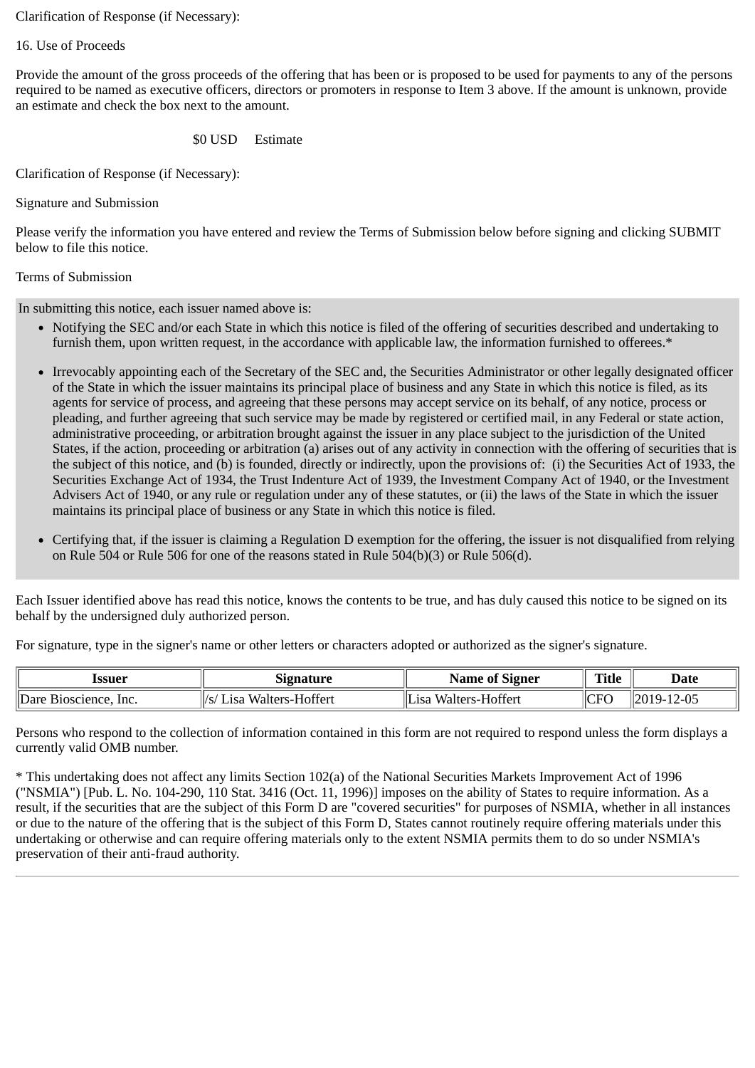Clarification of Response (if Necessary):

16. Use of Proceeds

Provide the amount of the gross proceeds of the offering that has been or is proposed to be used for payments to any of the persons required to be named as executive officers, directors or promoters in response to Item 3 above. If the amount is unknown, provide an estimate and check the box next to the amount.

$0 USD Estimate

Clarification of Response (if Necessary):

Signature and Submission

Please verify the information you have entered and review the Terms of Submission below before signing and clicking SUBMIT below to file this notice.

Terms of Submission

In submitting this notice, each issuer named above is:

- Notifying the SEC and/or each State in which this notice is filed of the offering of securities described and undertaking to furnish them, upon written request, in the accordance with applicable law, the information furnished to offerees.*
- Irrevocably appointing each of the Secretary of the SEC and, the Securities Administrator or other legally designated officer of the State in which the issuer maintains its principal place of business and any State in which this notice is filed, as its agents for service of process, and agreeing that these persons may accept service on its behalf, of any notice, process or pleading, and further agreeing that such service may be made by registered or certified mail, in any Federal or state action, administrative proceeding, or arbitration brought against the issuer in any place subject to the jurisdiction of the United States, if the action, proceeding or arbitration (a) arises out of any activity in connection with the offering of securities that is the subject of this notice, and (b) is founded, directly or indirectly, upon the provisions of: (i) the Securities Act of 1933, the Securities Exchange Act of 1934, the Trust Indenture Act of 1939, the Investment Company Act of 1940, or the Investment Advisers Act of 1940, or any rule or regulation under any of these statutes, or (ii) the laws of the State in which the issuer maintains its principal place of business or any State in which this notice is filed.
- Certifying that, if the issuer is claiming a Regulation D exemption for the offering, the issuer is not disqualified from relying on Rule 504 or Rule 506 for one of the reasons stated in Rule 504(b)(3) or Rule 506(d).

Each Issuer identified above has read this notice, knows the contents to be true, and has duly caused this notice to be signed on its behalf by the undersigned duly authorized person.

For signature, type in the signer's name or other letters or characters adopted or authorized as the signer's signature.

| Issuer | Signature | Name of Signer | Title | Date |
|---|---|---|---|---|
| Dare Bioscience, Inc. | /s/ Lisa Walters-Hoffert | Lisa Walters-Hoffert | CFO | 2019-12-05 |

Persons who respond to the collection of information contained in this form are not required to respond unless the form displays a currently valid OMB number.

* This undertaking does not affect any limits Section 102(a) of the National Securities Markets Improvement Act of 1996 ("NSMIA") [Pub. L. No. 104-290, 110 Stat. 3416 (Oct. 11, 1996)] imposes on the ability of States to require information. As a result, if the securities that are the subject of this Form D are "covered securities" for purposes of NSMIA, whether in all instances or due to the nature of the offering that is the subject of this Form D, States cannot routinely require offering materials under this undertaking or otherwise and can require offering materials only to the extent NSMIA permits them to do so under NSMIA's preservation of their anti-fraud authority.